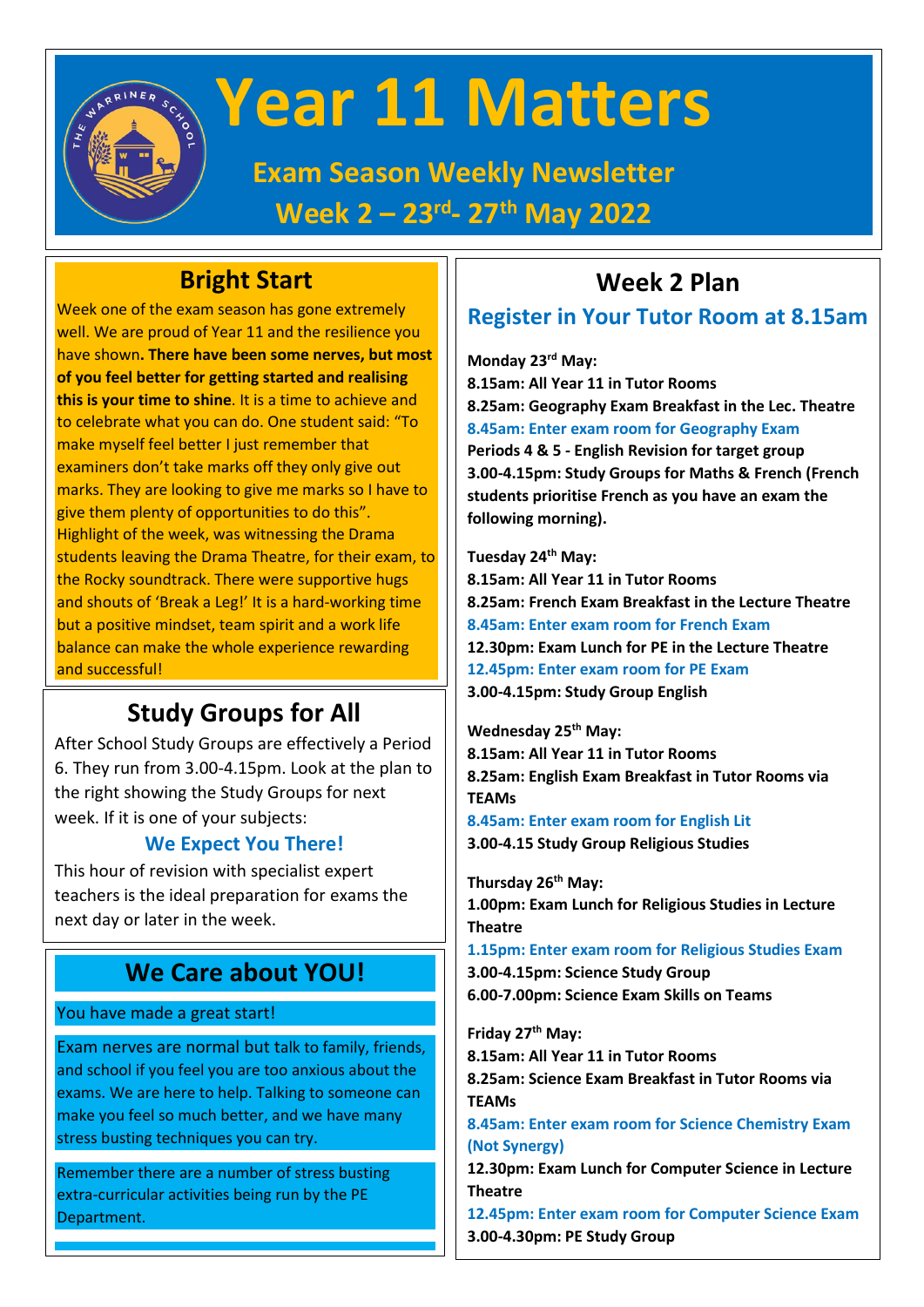# Year 11 Matters

## Exam Season Weekly Newsletter

## Week 2 – 23rd- 27th May 2022

## Bright Start

Week one of the exam season has gone extremely well. We are proud of Year 11 and the resilience you have shown. **There have been some nerves, but most of you feel better for getting started and realising this is your time to shine**. It is a time to achieve and to celebrate what you can do. One student said: "To make myself feel better I just remember that examiners don't take marks off they only give out marks. They are looking to give me marks so I have to give them plenty of opportunities to do this". Highlight of the week, was witnessing the Drama students leaving the Drama Theatre, for their exam, to the Rocky soundtrack. There were supportive hugs and shouts of 'Break a Leg!' It is a hard-working time but a positive mindset, team spirit and a work life balance can make the whole experience rewarding and successful!

## Study Groups for All

After School Study Groups are effectively a Period 6. They run from 3.00-4.15pm. Look at the plan to the right showing the Study Groups for next week. If it is one of your subjects:

**We Expect You There!**

This hour of revision with specialist expert teachers is the ideal preparation for exams the next day or later in the week.

## We Care about YOU!

You have made a great start!

Exam nerves are normal but talk to family, friends, and school if you feel you are too anxious about the exams. We are here to help. Talking to someone can make you feel so much better, and we have many stress busting techniques you can try.

Remember there are a number of stress busting extra-curricular activities being run by the PE Department.

## Week 2 Plan

### Register in Your Tutor Room at 8.15am

**Monday 23rd May:**
**8.15am: All Year 11 in Tutor Rooms**
**8.25am: Geography Exam Breakfast in the Lec. Theatre**
**8.45am: Enter exam room for Geography Exam**
**Periods 4 & 5 - English Revision for target group**
**3.00-4.15pm: Study Groups for Maths & French (French students prioritise French as you have an exam the following morning).**

**Tuesday 24th May:**
**8.15am: All Year 11 in Tutor Rooms**
**8.25am: French Exam Breakfast in the Lecture Theatre**
**8.45am: Enter exam room for French Exam**
**12.30pm: Exam Lunch for PE in the Lecture Theatre**
**12.45pm: Enter exam room for PE Exam**
**3.00-4.15pm: Study Group English**

**Wednesday 25th May:**
**8.15am: All Year 11 in Tutor Rooms**
**8.25am: English Exam Breakfast in Tutor Rooms via TEAMs**
**8.45am: Enter exam room for English Lit**
**3.00-4.15 Study Group Religious Studies**

**Thursday 26th May:**
**1.00pm: Exam Lunch for Religious Studies in Lecture Theatre**
**1.15pm: Enter exam room for Religious Studies Exam**
**3.00-4.15pm: Science Study Group**
**6.00-7.00pm: Science Exam Skills on Teams**

**Friday 27th May:**
**8.15am: All Year 11 in Tutor Rooms**
**8.25am: Science Exam Breakfast in Tutor Rooms via TEAMs**
**8.45am: Enter exam room for Science Chemistry Exam (Not Synergy)**
**12.30pm: Exam Lunch for Computer Science in Lecture Theatre**
**12.45pm: Enter exam room for Computer Science Exam**
**3.00-4.30pm: PE Study Group**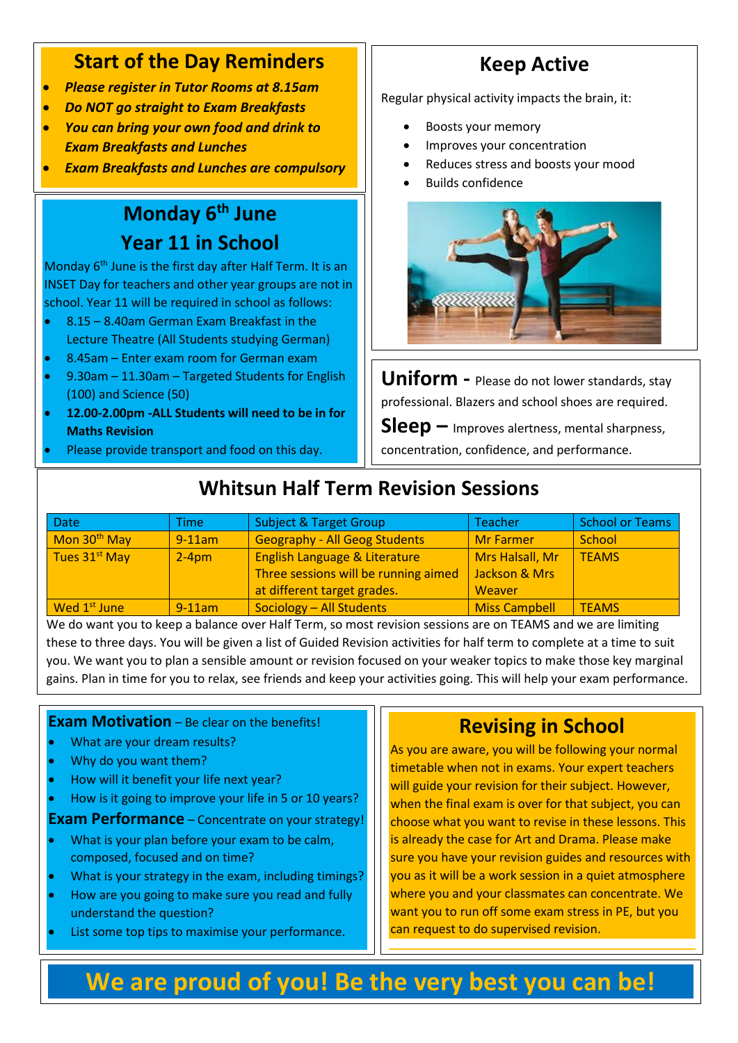## Start of the Day Reminders

- ***Please register in Tutor Rooms at 8.15am***
- ***Do NOT go straight to Exam Breakfasts***
- ***You can bring your own food and drink to Exam Breakfasts and Lunches***
- ***Exam Breakfasts and Lunches are compulsory***

## Monday 6th June
## Year 11 in School

Monday 6th June is the first day after Half Term. It is an INSET Day for teachers and other year groups are not in school. Year 11 will be required in school as follows:

- 8.15 – 8.40am German Exam Breakfast in the Lecture Theatre (All Students studying German)
- 8.45am – Enter exam room for German exam
- 9.30am – 11.30am – Targeted Students for English (100) and Science (50)
- **12.00-2.00pm -ALL Students will need to be in for Maths Revision**
- Please provide transport and food on this day.

## Keep Active

Regular physical activity impacts the brain, it:

- Boosts your memory
- Improves your concentration
- Reduces stress and boosts your mood
- Builds confidence

**Uniform -** Please do not lower standards, stay professional. Blazers and school shoes are required.

**Sleep –** Improves alertness, mental sharpness, concentration, confidence, and performance.

## Whitsun Half Term Revision Sessions

| Date | Time | Subject & Target Group | Teacher | School or Teams |
|---|---|---|---|---|
| Mon 30th May | 9-11am | Geography - All Geog Students | Mr Farmer | School |
| Tues 31st May | 2-4pm | English Language & Literature Three sessions will be running aimed at different target grades. | Mrs Halsall, Mr Jackson & Mrs Weaver | TEAMS |
| Wed 1st June | 9-11am | Sociology – All Students | Miss Campbell | TEAMS |

We do want you to keep a balance over Half Term, so most revision sessions are on TEAMS and we are limiting these to three days. You will be given a list of Guided Revision activities for half term to complete at a time to suit you. We want you to plan a sensible amount or revision focused on your weaker topics to make those key marginal gains. Plan in time for you to relax, see friends and keep your activities going. This will help your exam performance.

**Exam Motivation** – Be clear on the benefits!

- What are your dream results?
- Why do you want them?
- How will it benefit your life next year?
- How is it going to improve your life in 5 or 10 years?

**Exam Performance** – Concentrate on your strategy!

- What is your plan before your exam to be calm, composed, focused and on time?
- What is your strategy in the exam, including timings?
- How are you going to make sure you read and fully understand the question?
- List some top tips to maximise your performance.

## Revising in School

As you are aware, you will be following your normal timetable when not in exams. Your expert teachers will guide your revision for their subject. However, when the final exam is over for that subject, you can choose what you want to revise in these lessons. This is already the case for Art and Drama. Please make sure you have your revision guides and resources with you as it will be a work session in a quiet atmosphere where you and your classmates can concentrate. We want you to run off some exam stress in PE, but you can request to do supervised revision.

# We are proud of you! Be the very best you can be!